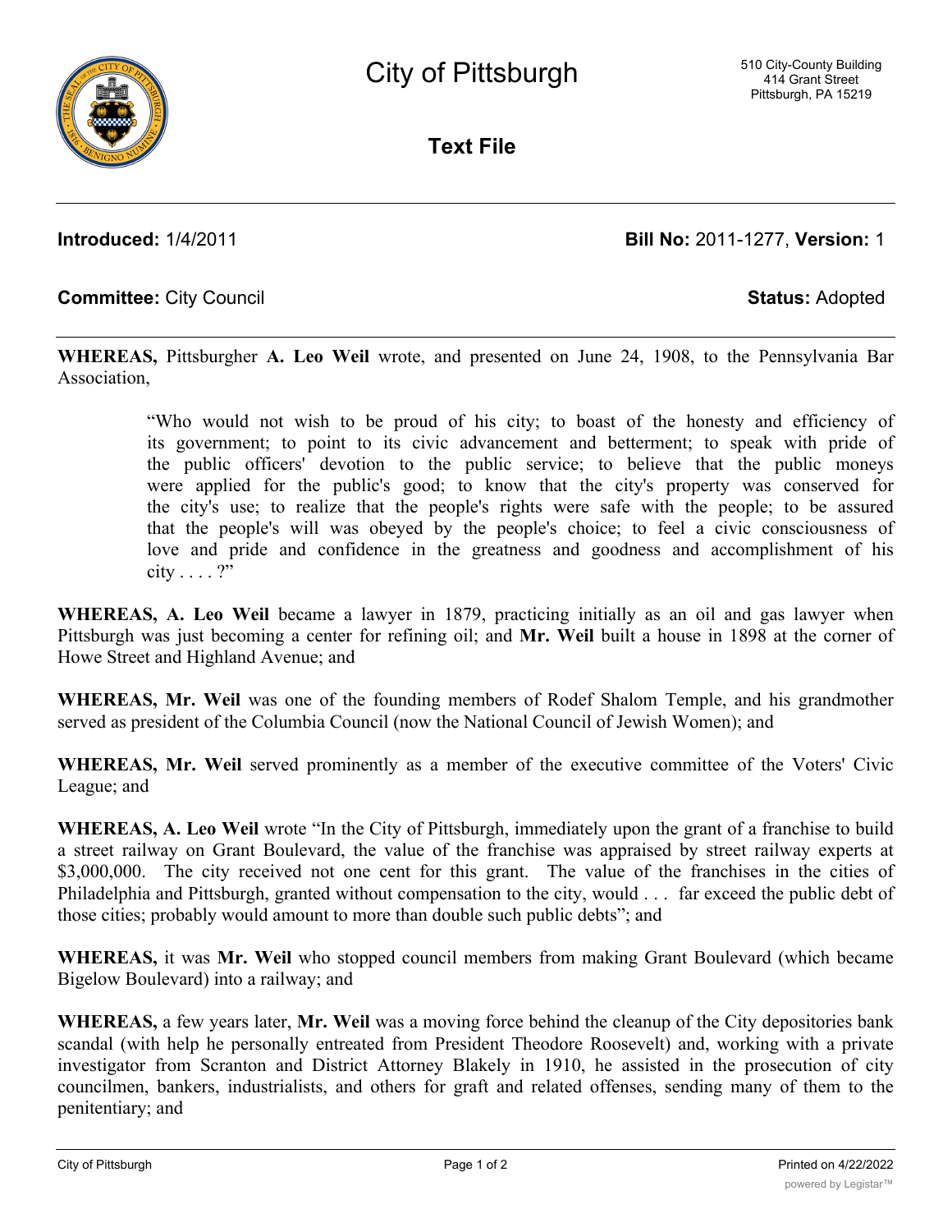# City of Pittsburgh

510 City-County Building
414 Grant Street
Pittsburgh, PA 15219

## Text File

**Introduced:** 1/4/2011 **Bill No:** 2011-1277, **Version:** 1

**Committee:** City Council **Status:** Adopted

---

**WHEREAS,** Pittsburgher **A. Leo Weil** wrote, and presented on June 24, 1908, to the Pennsylvania Bar Association,

> "Who would not wish to be proud of his city; to boast of the honesty and efficiency of its government; to point to its civic advancement and betterment; to speak with pride of the public officers' devotion to the public service; to believe that the public moneys were applied for the public's good; to know that the city's property was conserved for the city's use; to realize that the people's rights were safe with the people; to be assured that the people's will was obeyed by the people's choice; to feel a civic consciousness of love and pride and confidence in the greatness and goodness and accomplishment of his city . . . . ?"

**WHEREAS, A. Leo Weil** became a lawyer in 1879, practicing initially as an oil and gas lawyer when Pittsburgh was just becoming a center for refining oil; and **Mr. Weil** built a house in 1898 at the corner of Howe Street and Highland Avenue; and

**WHEREAS, Mr. Weil** was one of the founding members of Rodef Shalom Temple, and his grandmother served as president of the Columbia Council (now the National Council of Jewish Women); and

**WHEREAS, Mr. Weil** served prominently as a member of the executive committee of the Voters' Civic League; and

**WHEREAS, A. Leo Weil** wrote "In the City of Pittsburgh, immediately upon the grant of a franchise to build a street railway on Grant Boulevard, the value of the franchise was appraised by street railway experts at $3,000,000. The city received not one cent for this grant. The value of the franchises in the cities of Philadelphia and Pittsburgh, granted without compensation to the city, would . . . far exceed the public debt of those cities; probably would amount to more than double such public debts"; and

**WHEREAS,** it was **Mr. Weil** who stopped council members from making Grant Boulevard (which became Bigelow Boulevard) into a railway; and

**WHEREAS,** a few years later, **Mr. Weil** was a moving force behind the cleanup of the City depositories bank scandal (with help he personally entreated from President Theodore Roosevelt) and, working with a private investigator from Scranton and District Attorney Blakely in 1910, he assisted in the prosecution of city councilmen, bankers, industrialists, and others for graft and related offenses, sending many of them to the penitentiary; and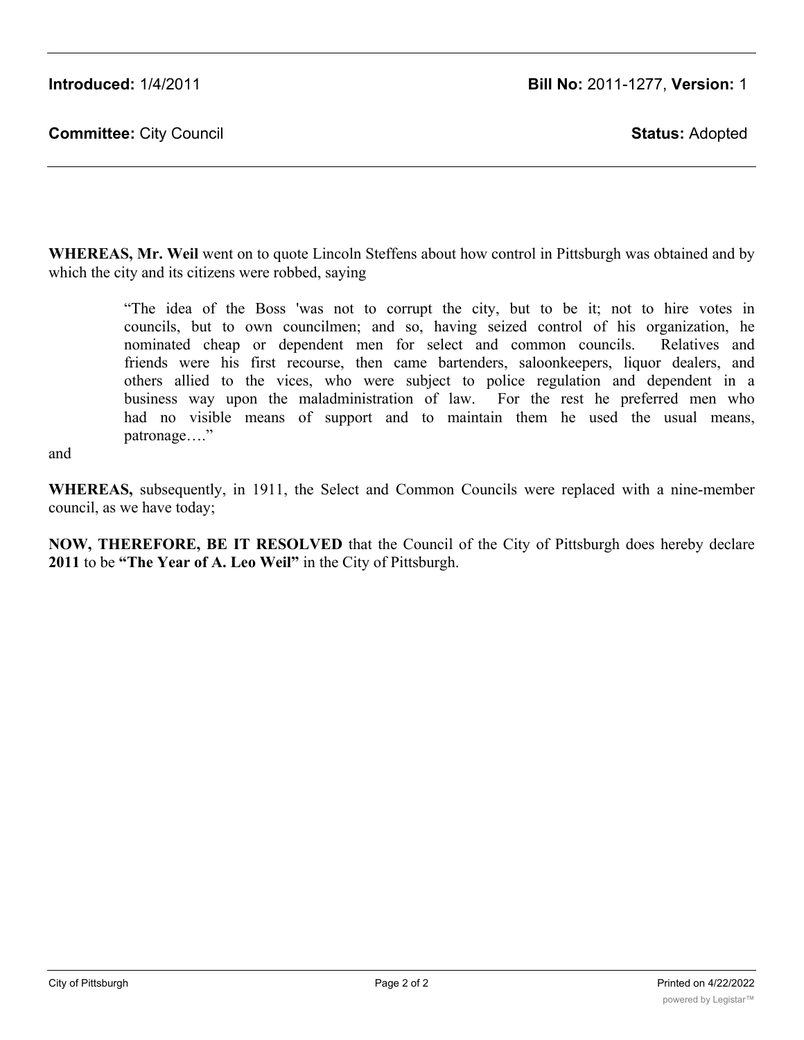**Introduced:** 1/4/2011 **Bill No:** 2011-1277, **Version:** 1

**Committee:** City Council **Status:** Adopted

**WHEREAS, Mr. Weil** went on to quote Lincoln Steffens about how control in Pittsburgh was obtained and by which the city and its citizens were robbed, saying

> "The idea of the Boss 'was not to corrupt the city, but to be it; not to hire votes in councils, but to own councilmen; and so, having seized control of his organization, he nominated cheap or dependent men for select and common councils. Relatives and friends were his first recourse, then came bartenders, saloonkeepers, liquor dealers, and others allied to the vices, who were subject to police regulation and dependent in a business way upon the maladministration of law. For the rest he preferred men who had no visible means of support and to maintain them he used the usual means, patronage…."

and

**WHEREAS,** subsequently, in 1911, the Select and Common Councils were replaced with a nine-member council, as we have today;

**NOW, THEREFORE, BE IT RESOLVED** that the Council of the City of Pittsburgh does hereby declare **2011** to be **"The Year of A. Leo Weil"** in the City of Pittsburgh.